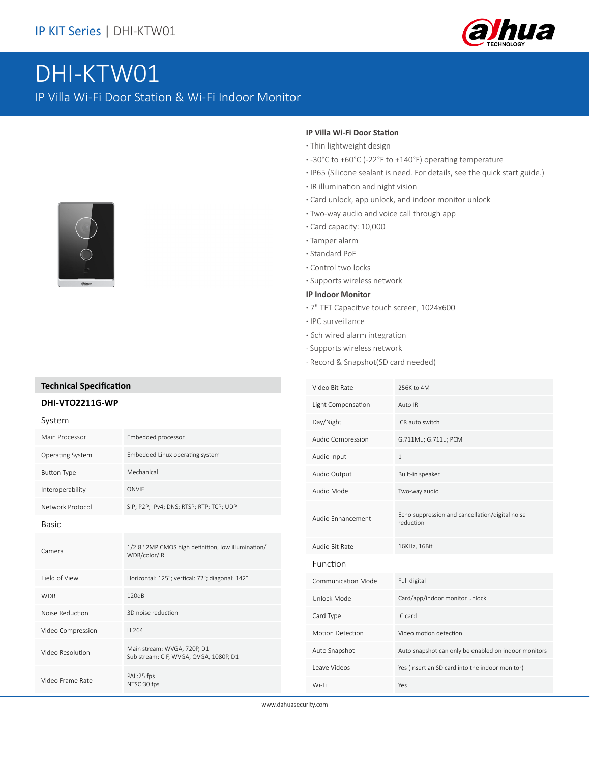# DHI-KTW01

IP Villa Wi-Fi Door Station & Wi-Fi Indoor Monitor

**IP Villa Wi-Fi Door Station**

- -30°C to +60°C (-22°F to +140°F) operating temperature
- Thin lightweight design
- IP65 (Silicone sealant is need. For details, see the quick start guide.)
- IR illumination and night vision
- Card unlock, app unlock, and indoor monitor unlock
- Two-way audio and voice call through app
- Card capacity: 10,000
- Tamper alarm
- Standard PoE
- Control two locks
- Supports wireless network

**IP Indoor Monitor**

- 7" TFT Capacitive touch screen, 1024x600
- IPC surveillance
- 6ch wired alarm integration
- Supports wireless network
- Record & Snapshot(SD card needed)

## Technical Specification

### DHI-VTO2211G-WP

#### System

| | |
|---|---|
| Main Processor | Embedded processor |
| Operating System | Embedded Linux operating system |
| Button Type | Mechanical |
| Interoperability | ONVIF |
| Network Protocol | SIP; P2P; IPv4; DNS; RTSP; RTP; TCP; UDP |

#### Basic

| | |
|---|---|
| Camera | 1/2.8" 2MP CMOS high definition, low illumination/ WDR/color/IR |
| Field of View | Horizontal: 125°; vertical: 72°; diagonal: 142° |
| WDR | 120dB |
| Noise Reduction | 3D noise reduction |
| Video Compression | H.264 |
| Video Resolution | Main stream: WVGA, 720P, D1<br>Sub stream: CIF, WVGA, QVGA, 1080P, D1 |
| Video Frame Rate | PAL:25 fps<br>NTSC:30 fps |
| Video Bit Rate | 256K to 4M |
| Light Compensation | Auto IR |
| Day/Night | ICR auto switch |
| Audio Compression | G.711Mu; G.711u; PCM |
| Audio Input | 1 |
| Audio Output | Built-in speaker |
| Audio Mode | Two-way audio |
| Audio Enhancement | Echo suppression and cancellation/digital noise reduction |
| Audio Bit Rate | 16KHz, 16Bit |

#### Function

| | |
|---|---|
| Communication Mode | Full digital |
| Unlock Mode | Card/app/indoor monitor unlock |
| Card Type | IC card |
| Motion Detection | Video motion detection |
| Auto Snapshot | Auto snapshot can only be enabled on indoor monitors |
| Leave Videos | Yes (Insert an SD card into the indoor monitor) |
| Wi-Fi | Yes |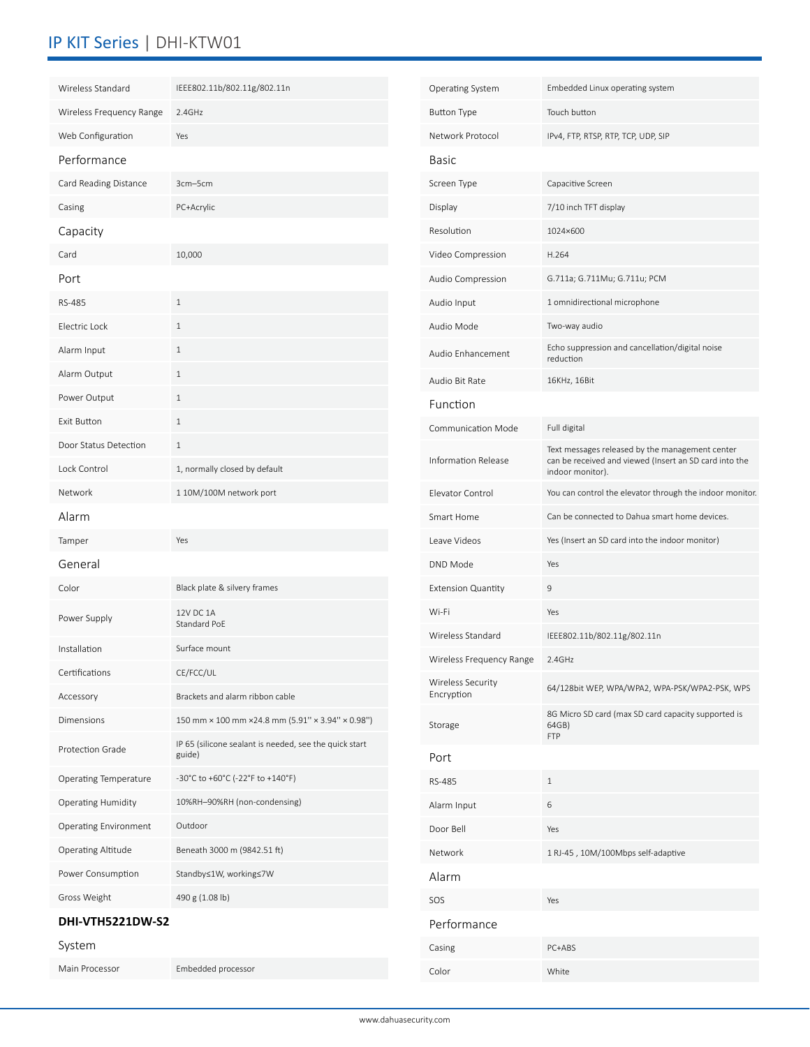| | |
|---|---|
| Wireless Standard | IEEE802.11b/802.11g/802.11n |
| Wireless Frequency Range | 2.4GHz |
| Web Configuration | Yes |

### Performance

| | |
|---|---|
| Card Reading Distance | 3cm–5cm |
| Casing | PC+Acrylic |

### Capacity

| | |
|---|---|
| Card | 10,000 |

### Port

| | |
|---|---|
| RS-485 | 1 |
| Electric Lock | 1 |
| Alarm Input | 1 |
| Alarm Output | 1 |
| Power Output | 1 |
| Exit Button | 1 |
| Door Status Detection | 1 |
| Lock Control | 1, normally closed by default |
| Network | 1 10M/100M network port |

### Alarm

| | |
|---|---|
| Tamper | Yes |

### General

| | |
|---|---|
| Color | Black plate & silvery frames |
| Power Supply | 12V DC 1A<br>Standard PoE |
| Installation | Surface mount |
| Certifications | CE/FCC/UL |
| Accessory | Brackets and alarm ribbon cable |
| Dimensions | 150 mm × 100 mm ×24.8 mm (5.91'' × 3.94'' × 0.98'') |
| Protection Grade | IP 65 (silicone sealant is needed, see the quick start guide) |
| Operating Temperature | -30°C to +60°C (-22°F to +140°F) |
| Operating Humidity | 10%RH–90%RH (non-condensing) |
| Operating Environment | Outdoor |
| Operating Altitude | Beneath 3000 m (9842.51 ft) |
| Power Consumption | Standby≤1W, working≤7W |
| Gross Weight | 490 g (1.08 lb) |

## DHI-VTH5221DW-S2

### System

| | |
|---|---|
| Main Processor | Embedded processor |
| Operating System | Embedded Linux operating system |
| Button Type | Touch button |
| Network Protocol | IPv4, FTP, RTSP, RTP, TCP, UDP, SIP |

### Basic

| | |
|---|---|
| Screen Type | Capacitive Screen |
| Display | 7/10 inch TFT display |
| Resolution | 1024×600 |
| Video Compression | H.264 |
| Audio Compression | G.711a; G.711Mu; G.711u; PCM |
| Audio Input | 1 omnidirectional microphone |
| Audio Mode | Two-way audio |
| Audio Enhancement | Echo suppression and cancellation/digital noise reduction |
| Audio Bit Rate | 16KHz, 16Bit |

### Function

| | |
|---|---|
| Communication Mode | Full digital |
| Information Release | Text messages released by the management center can be received and viewed (Insert an SD card into the indoor monitor). |
| Elevator Control | You can control the elevator through the indoor monitor. |
| Smart Home | Can be connected to Dahua smart home devices. |
| Leave Videos | Yes (Insert an SD card into the indoor monitor) |
| DND Mode | Yes |
| Extension Quantity | 9 |
| Wi-Fi | Yes |
| Wireless Standard | IEEE802.11b/802.11g/802.11n |
| Wireless Frequency Range | 2.4GHz |
| Wireless Security Encryption | 64/128bit WEP, WPA/WPA2, WPA-PSK/WPA2-PSK, WPS |
| Storage | 8G Micro SD card (max SD card capacity supported is 64GB)<br>FTP |

### Port

| | |
|---|---|
| RS-485 | 1 |
| Alarm Input | 6 |
| Door Bell | Yes |
| Network | 1 RJ-45 , 10M/100Mbps self-adaptive |

### Alarm

| | |
|---|---|
| SOS | Yes |

### Performance

| | |
|---|---|
| Casing | PC+ABS |
| Color | White |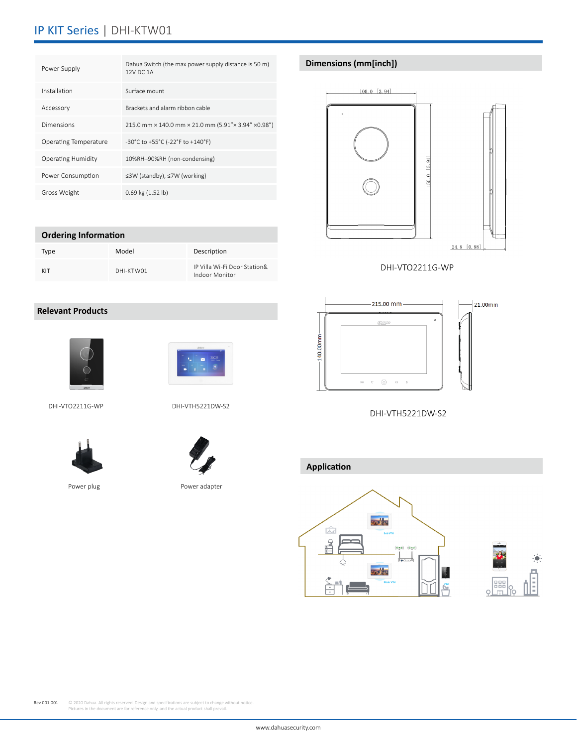| | |
|---|---|
| Power Supply | Dahua Switch (the max power supply distance is 50 m) 12V DC 1A |
| Installation | Surface mount |
| Accessory | Brackets and alarm ribbon cable |
| Dimensions | 215.0 mm × 140.0 mm × 21.0 mm (5.91"× 3.94" ×0.98") |
| Operating Temperature | -30°C to +55°C (-22°F to +140°F) |
| Operating Humidity | 10%RH–90%RH (non-condensing) |
| Power Consumption | ≤3W (standby), ≤7W (working) |
| Gross Weight | 0.69 kg (1.52 lb) |

## Ordering Information

| Type | Model | Description |
|---|---|---|
| KIT | DHI-KTW01 | IP Villa Wi-Fi Door Station& Indoor Monitor |

## Relevant Products

DHI-VTO2211G-WP

DHI-VTH5221DW-S2

Power plug

Power adapter

## Dimensions (mm[inch])

100.0 [3.94]

150.0 [5.91]

24.8 [0.98]

DHI-VTO2211G-WP

215.00 mm

140.00mm

21.00mm

DHI-VTH5221DW-S2

## Application

Sub VTH

Main VTH

VTO

Rev 001.001

© 2020 Dahua. All rights reserved. Design and specifications are subject to change without notice.
Pictures in the document are for reference only, and the actual product shall prevail.

www.dahuasecurity.com